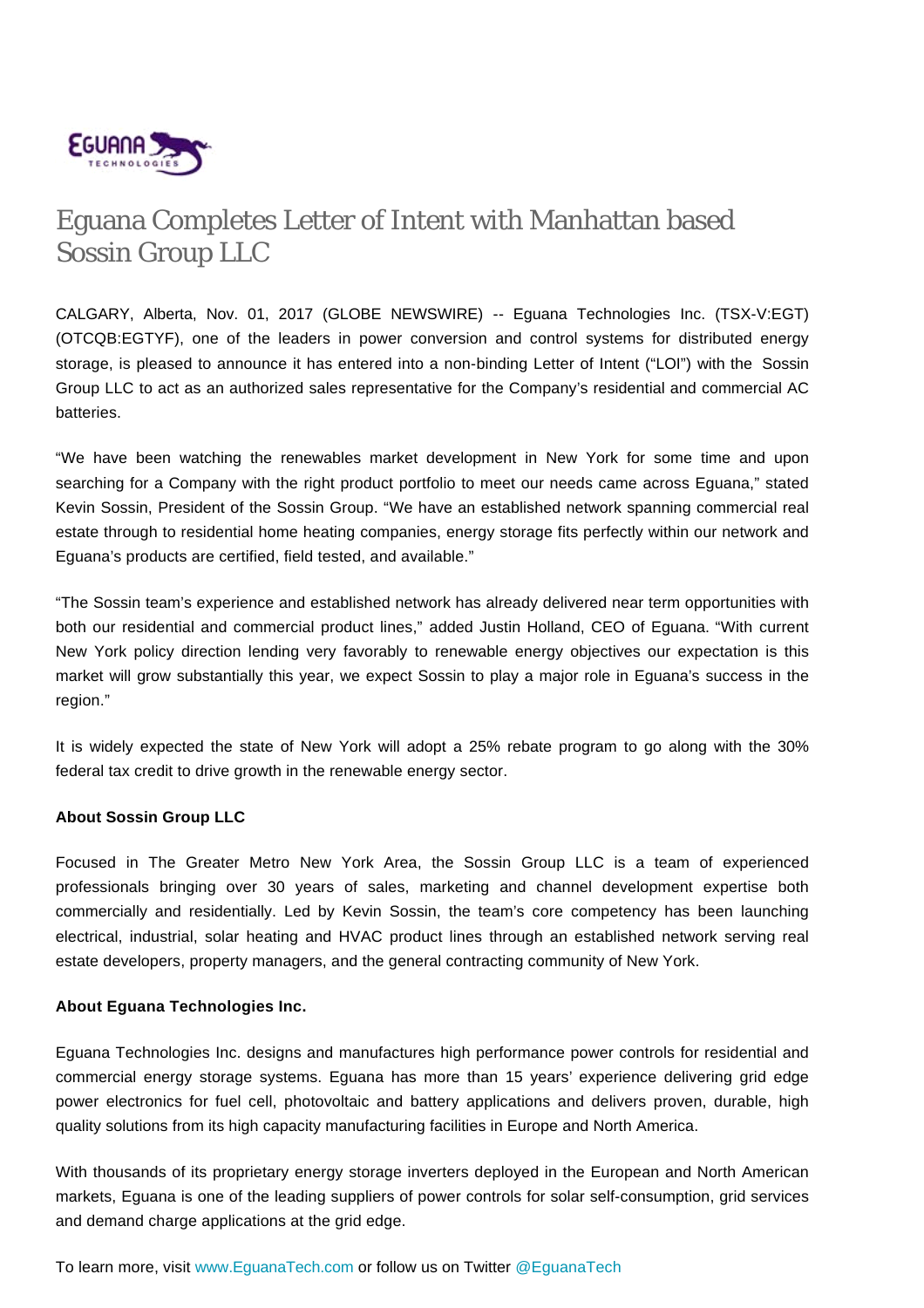# Eguana Completes Letter of Intent with Manhattan based Sossin Group LLC

CALGARY, Alberta, Nov. 01, 2017 (GLOBE NEWSWIRE) -- Eguana Technologies Inc. (TSX-V:EGT) (OTCQB:EGTYF), one of the leaders in power conversion and control systems for distributed energy storage, is pleased to announce it has entered into a non-binding Letter of Intent ("LOI") with the Sossin Group LLC to act as an authorized sales representative for the Company's residential and commercial AC batteries.

"We have been watching the renewables market development in New York for some time and upon searching for a Company with the right product portfolio to meet our needs came across Eguana," stated Kevin Sossin, President of the Sossin Group. "We have an established network spanning commercial real estate through to residential home heating companies, energy storage fits perfectly within our network and Eguana's products are certified, field tested, and available."

"The Sossin team's experience and established network has already delivered near term opportunities with both our residential and commercial product lines," added Justin Holland, CEO of Eguana. "With current New York policy direction lending very favorably to renewable energy objectives our expectation is this market will grow substantially this year, we expect Sossin to play a major role in Eguana's success in the region."

It is widely expected the state of New York will adopt a 25% rebate program to go along with the 30% federal tax credit to drive growth in the renewable energy sector.

**About Sossin Group LLC**

Focused in The Greater Metro New York Area, the Sossin Group LLC is a team of experienced professionals bringing over 30 years of sales, marketing and channel development expertise both commercially and residentially. Led by Kevin Sossin, the team's core competency has been launching electrical, industrial, solar heating and HVAC product lines through an established network serving real estate developers, property managers, and the general contracting community of New York.

**About Eguana Technologies Inc.**

Eguana Technologies Inc. designs and manufactures high performance power controls for residential and commercial energy storage systems. Eguana has more than 15 years' experience delivering grid edge power electronics for fuel cell, photovoltaic and battery applications and delivers proven, durable, high quality solutions from its high capacity manufacturing facilities in Europe and North America.

With thousands of its proprietary energy storage inverters deployed in the European and North American markets, Eguana is one of the leading suppliers of power controls for solar self-consumption, grid services and demand charge applications at the grid edge.

To learn more, visit www.EguanaTech.com or follow us on Twitter @EguanaTech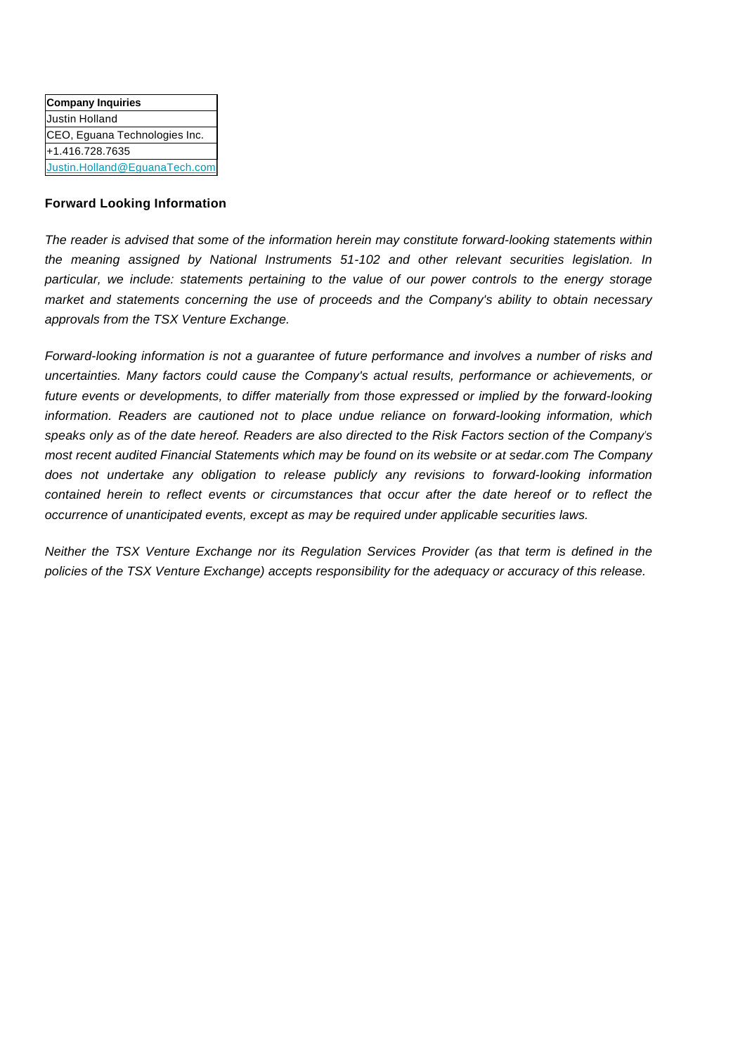| Company Inquiries |
| --- |
| Justin Holland |
| CEO, Eguana Technologies Inc. |
| +1.416.728.7635 |
| Justin.Holland@EguanaTech.com |

**Forward Looking Information**

*The reader is advised that some of the information herein may constitute forward-looking statements within the meaning assigned by National Instruments 51-102 and other relevant securities legislation. In particular, we include: statements pertaining to the value of our power controls to the energy storage market and statements concerning the use of proceeds and the Company's ability to obtain necessary approvals from the TSX Venture Exchange.*

*Forward-looking information is not a guarantee of future performance and involves a number of risks and uncertainties. Many factors could cause the Company's actual results, performance or achievements, or future events or developments, to differ materially from those expressed or implied by the forward-looking information. Readers are cautioned not to place undue reliance on forward-looking information, which speaks only as of the date hereof. Readers are also directed to the Risk Factors section of the Company's most recent audited Financial Statements which may be found on its website or at sedar.com The Company does not undertake any obligation to release publicly any revisions to forward-looking information contained herein to reflect events or circumstances that occur after the date hereof or to reflect the occurrence of unanticipated events, except as may be required under applicable securities laws.*

*Neither the TSX Venture Exchange nor its Regulation Services Provider (as that term is defined in the policies of the TSX Venture Exchange) accepts responsibility for the adequacy or accuracy of this release.*